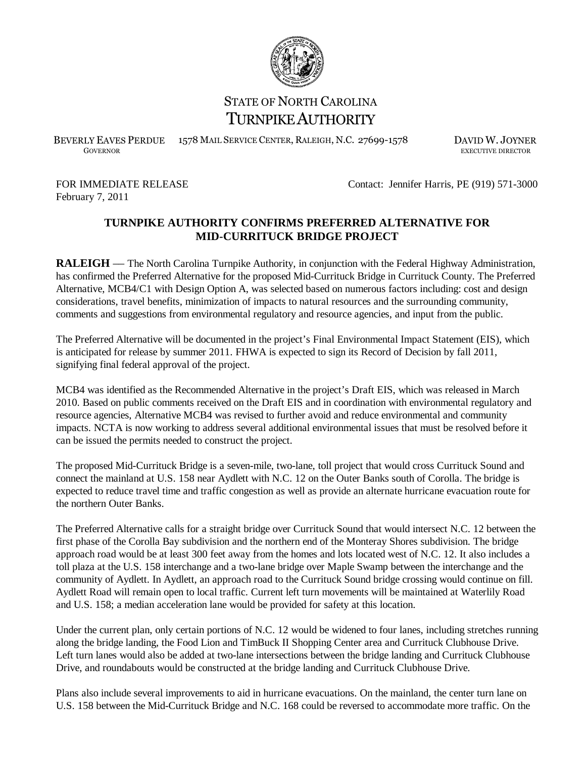STATE OF NORTH CAROLINA
TURNPIKE AUTHORITY

BEVERLY EAVES PERDUE
GOVERNOR

1578 MAIL SERVICE CENTER, RALEIGH, N.C. 27699-1578

DAVID W. JOYNER
EXECUTIVE DIRECTOR

FOR IMMEDIATE RELEASE
February 7, 2011

Contact: Jennifer Harris, PE (919) 571-3000

## TURNPIKE AUTHORITY CONFIRMS PREFERRED ALTERNATIVE FOR MID-CURRITUCK BRIDGE PROJECT

**RALEIGH** — The North Carolina Turnpike Authority, in conjunction with the Federal Highway Administration, has confirmed the Preferred Alternative for the proposed Mid-Currituck Bridge in Currituck County. The Preferred Alternative, MCB4/C1 with Design Option A, was selected based on numerous factors including: cost and design considerations, travel benefits, minimization of impacts to natural resources and the surrounding community, comments and suggestions from environmental regulatory and resource agencies, and input from the public.

The Preferred Alternative will be documented in the project's Final Environmental Impact Statement (EIS), which is anticipated for release by summer 2011. FHWA is expected to sign its Record of Decision by fall 2011, signifying final federal approval of the project.

MCB4 was identified as the Recommended Alternative in the project's Draft EIS, which was released in March 2010. Based on public comments received on the Draft EIS and in coordination with environmental regulatory and resource agencies, Alternative MCB4 was revised to further avoid and reduce environmental and community impacts. NCTA is now working to address several additional environmental issues that must be resolved before it can be issued the permits needed to construct the project.

The proposed Mid-Currituck Bridge is a seven-mile, two-lane, toll project that would cross Currituck Sound and connect the mainland at U.S. 158 near Aydlett with N.C. 12 on the Outer Banks south of Corolla. The bridge is expected to reduce travel time and traffic congestion as well as provide an alternate hurricane evacuation route for the northern Outer Banks.

The Preferred Alternative calls for a straight bridge over Currituck Sound that would intersect N.C. 12 between the first phase of the Corolla Bay subdivision and the northern end of the Monteray Shores subdivision. The bridge approach road would be at least 300 feet away from the homes and lots located west of N.C. 12. It also includes a toll plaza at the U.S. 158 interchange and a two-lane bridge over Maple Swamp between the interchange and the community of Aydlett. In Aydlett, an approach road to the Currituck Sound bridge crossing would continue on fill. Aydlett Road will remain open to local traffic. Current left turn movements will be maintained at Waterlily Road and U.S. 158; a median acceleration lane would be provided for safety at this location.

Under the current plan, only certain portions of N.C. 12 would be widened to four lanes, including stretches running along the bridge landing, the Food Lion and TimBuck II Shopping Center area and Currituck Clubhouse Drive. Left turn lanes would also be added at two-lane intersections between the bridge landing and Currituck Clubhouse Drive, and roundabouts would be constructed at the bridge landing and Currituck Clubhouse Drive.

Plans also include several improvements to aid in hurricane evacuations. On the mainland, the center turn lane on U.S. 158 between the Mid-Currituck Bridge and N.C. 168 could be reversed to accommodate more traffic. On the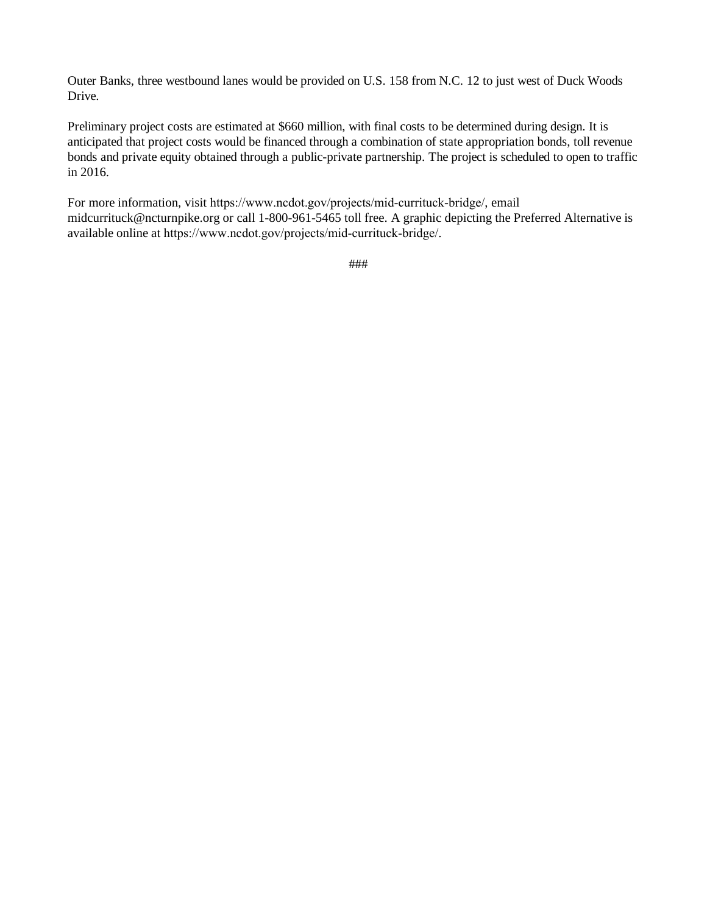Outer Banks, three westbound lanes would be provided on U.S. 158 from N.C. 12 to just west of Duck Woods Drive.

Preliminary project costs are estimated at $660 million, with final costs to be determined during design. It is anticipated that project costs would be financed through a combination of state appropriation bonds, toll revenue bonds and private equity obtained through a public-private partnership. The project is scheduled to open to traffic in 2016.

For more information, visit https://www.ncdot.gov/projects/mid-currituck-bridge/, email midcurrituck@ncturnpike.org or call 1-800-961-5465 toll free. A graphic depicting the Preferred Alternative is available online at https://www.ncdot.gov/projects/mid-currituck-bridge/.

###